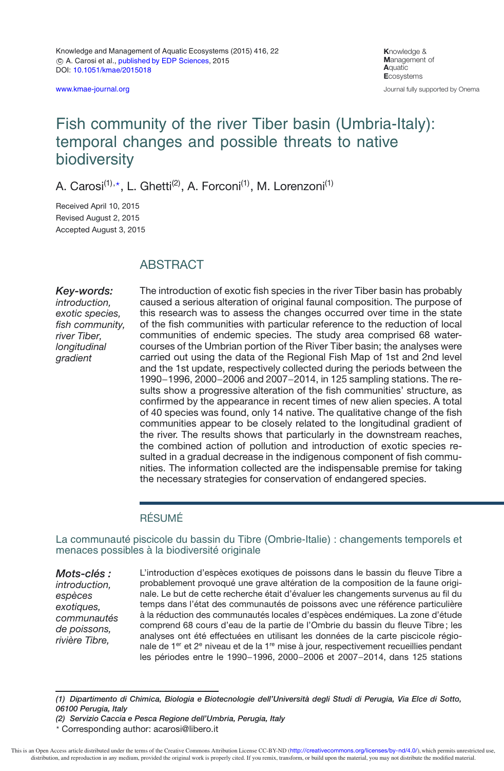Knowledge and Management of Aquatic Ecosystems (2015) 416, 22
© A. Carosi et al., published by EDP Sciences, 2015
DOI: 10.1051/kmae/2015018

www.kmae-journal.org

**K**nowledge & **M**anagement of **A**quatic **E**cosystems
Journal fully supported by Onema

# Fish community of the river Tiber basin (Umbria-Italy): temporal changes and possible threats to native biodiversity

A. Carosi[(1),*], L. Ghetti[(2)], A. Forconi[(1)], M. Lorenzoni[(1)]

Received April 10, 2015
Revised August 2, 2015
Accepted August 3, 2015

## ABSTRACT

***Key-words:*** *introduction, exotic species, fish community, river Tiber, longitudinal gradient*

The introduction of exotic fish species in the river Tiber basin has probably caused a serious alteration of original faunal composition. The purpose of this research was to assess the changes occurred over time in the state of the fish communities with particular reference to the reduction of local communities of endemic species. The study area comprised 68 watercourses of the Umbrian portion of the River Tiber basin; the analyses were carried out using the data of the Regional Fish Map of 1st and 2nd level and the 1st update, respectively collected during the periods between the 1990–1996, 2000–2006 and 2007–2014, in 125 sampling stations. The results show a progressive alteration of the fish communities' structure, as confirmed by the appearance in recent times of new alien species. A total of 40 species was found, only 14 native. The qualitative change of the fish communities appear to be closely related to the longitudinal gradient of the river. The results shows that particularly in the downstream reaches, the combined action of pollution and introduction of exotic species resulted in a gradual decrease in the indigenous component of fish communities. The information collected are the indispensable premise for taking the necessary strategies for conservation of endangered species.

## RÉSUMÉ

La communauté piscicole du bassin du Tibre (Ombrie-Italie) : changements temporels et menaces possibles à la biodiversité originale

***Mots-clés :*** *introduction, espèces exotiques, communautés de poissons, rivière Tibre,*

L'introduction d'espèces exotiques de poissons dans le bassin du fleuve Tibre a probablement provoqué une grave altération de la composition de la faune originale. Le but de cette recherche était d'évaluer les changements survenus au fil du temps dans l'état des communautés de poissons avec une référence particulière à la réduction des communautés locales d'espèces endémiques. La zone d'étude comprend 68 cours d'eau de la partie de l'Ombrie du bassin du fleuve Tibre ; les analyses ont été effectuées en utilisant les données de la carte piscicole régionale de 1er et 2e niveau et de la 1re mise à jour, respectivement recueillies pendant les périodes entre le 1990–1996, 2000–2006 et 2007–2014, dans 125 stations

---

*(1) Dipartimento di Chimica, Biologia e Biotecnologie dell'Università degli Studi di Perugia, Via Elce di Sotto, 06100 Perugia, Italy*

*(2) Servizio Caccia e Pesca Regione dell'Umbria, Perugia, Italy*

* Corresponding author: acarosi@libero.it

This is an Open Access article distributed under the terms of the Creative Commons Attribution License CC-BY-ND (http://creativecommons.org/licenses/by-nd/4.0/), which permits unrestricted use, distribution, and reproduction in any medium, provided the original work is properly cited. If you remix, transform, or build upon the material, you may not distribute the modified material.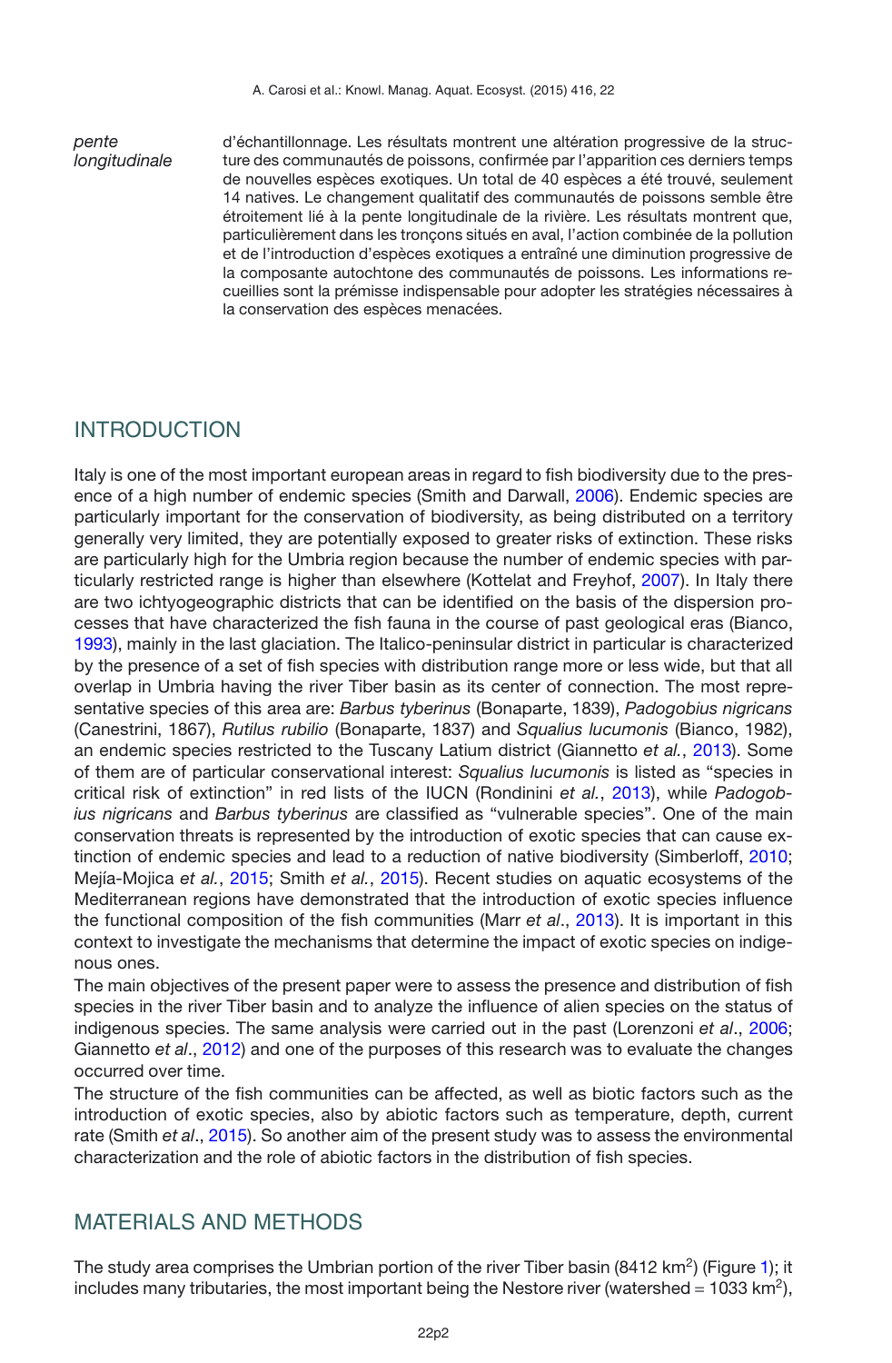*pente longitudinale*

d'échantillonnage. Les résultats montrent une altération progressive de la structure des communautés de poissons, confirmée par l'apparition ces derniers temps de nouvelles espèces exotiques. Un total de 40 espèces a été trouvé, seulement 14 natives. Le changement qualitatif des communautés de poissons semble être étroitement lié à la pente longitudinale de la rivière. Les résultats montrent que, particulièrement dans les tronçons situés en aval, l'action combinée de la pollution et de l'introduction d'espèces exotiques a entraîné une diminution progressive de la composante autochtone des communautés de poissons. Les informations recueillies sont la prémisse indispensable pour adopter les stratégies nécessaires à la conservation des espèces menacées.

## INTRODUCTION

Italy is one of the most important european areas in regard to fish biodiversity due to the presence of a high number of endemic species (Smith and Darwall, 2006). Endemic species are particularly important for the conservation of biodiversity, as being distributed on a territory generally very limited, they are potentially exposed to greater risks of extinction. These risks are particularly high for the Umbria region because the number of endemic species with particularly restricted range is higher than elsewhere (Kottelat and Freyhof, 2007). In Italy there are two ichtyogeographic districts that can be identified on the basis of the dispersion processes that have characterized the fish fauna in the course of past geological eras (Bianco, 1993), mainly in the last glaciation. The Italico-peninsular district in particular is characterized by the presence of a set of fish species with distribution range more or less wide, but that all overlap in Umbria having the river Tiber basin as its center of connection. The most representative species of this area are: *Barbus tyberinus* (Bonaparte, 1839), *Padogobius nigricans* (Canestrini, 1867), *Rutilus rubilio* (Bonaparte, 1837) and *Squalius lucumonis* (Bianco, 1982), an endemic species restricted to the Tuscany Latium district (Giannetto *et al.*, 2013). Some of them are of particular conservational interest: *Squalius lucumonis* is listed as "species in critical risk of extinction" in red lists of the IUCN (Rondinini *et al.*, 2013), while *Padogobius nigricans* and *Barbus tyberinus* are classified as "vulnerable species". One of the main conservation threats is represented by the introduction of exotic species that can cause extinction of endemic species and lead to a reduction of native biodiversity (Simberloff, 2010; Mejía-Mojica *et al.*, 2015; Smith *et al.*, 2015). Recent studies on aquatic ecosystems of the Mediterranean regions have demonstrated that the introduction of exotic species influence the functional composition of the fish communities (Marr *et al*., 2013). It is important in this context to investigate the mechanisms that determine the impact of exotic species on indigenous ones.

The main objectives of the present paper were to assess the presence and distribution of fish species in the river Tiber basin and to analyze the influence of alien species on the status of indigenous species. The same analysis were carried out in the past (Lorenzoni *et al*., 2006; Giannetto *et al*., 2012) and one of the purposes of this research was to evaluate the changes occurred over time.

The structure of the fish communities can be affected, as well as biotic factors such as the introduction of exotic species, also by abiotic factors such as temperature, depth, current rate (Smith *et al*., 2015). So another aim of the present study was to assess the environmental characterization and the role of abiotic factors in the distribution of fish species.

## MATERIALS AND METHODS

The study area comprises the Umbrian portion of the river Tiber basin (8412 km$^2$) (Figure 1); it includes many tributaries, the most important being the Nestore river (watershed = 1033 km$^2$),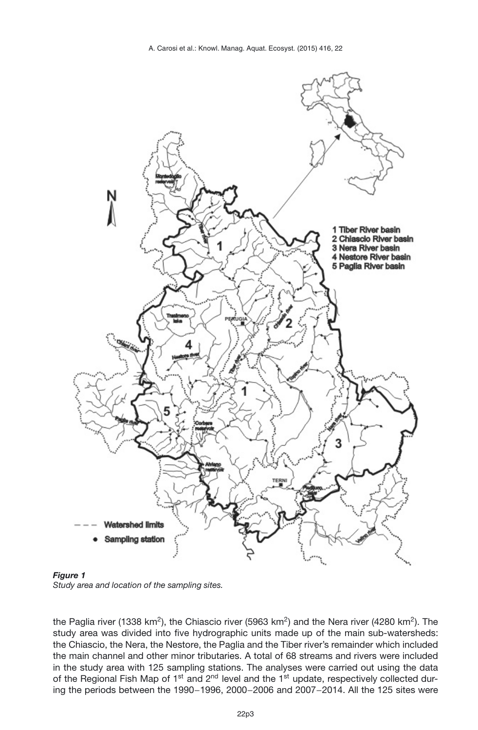*Figure 1*
*Study area and location of the sampling sites.*

the Paglia river (1338 km$^2$), the Chiascio river (5963 km$^2$) and the Nera river (4280 km$^2$). The study area was divided into five hydrographic units made up of the main sub-watersheds: the Chiascio, the Nera, the Nestore, the Paglia and the Tiber river's remainder which included the main channel and other minor tributaries. A total of 68 streams and rivers were included in the study area with 125 sampling stations. The analyses were carried out using the data of the Regional Fish Map of 1st and 2nd level and the 1st update, respectively collected during the periods between the 1990–1996, 2000–2006 and 2007–2014. All the 125 sites were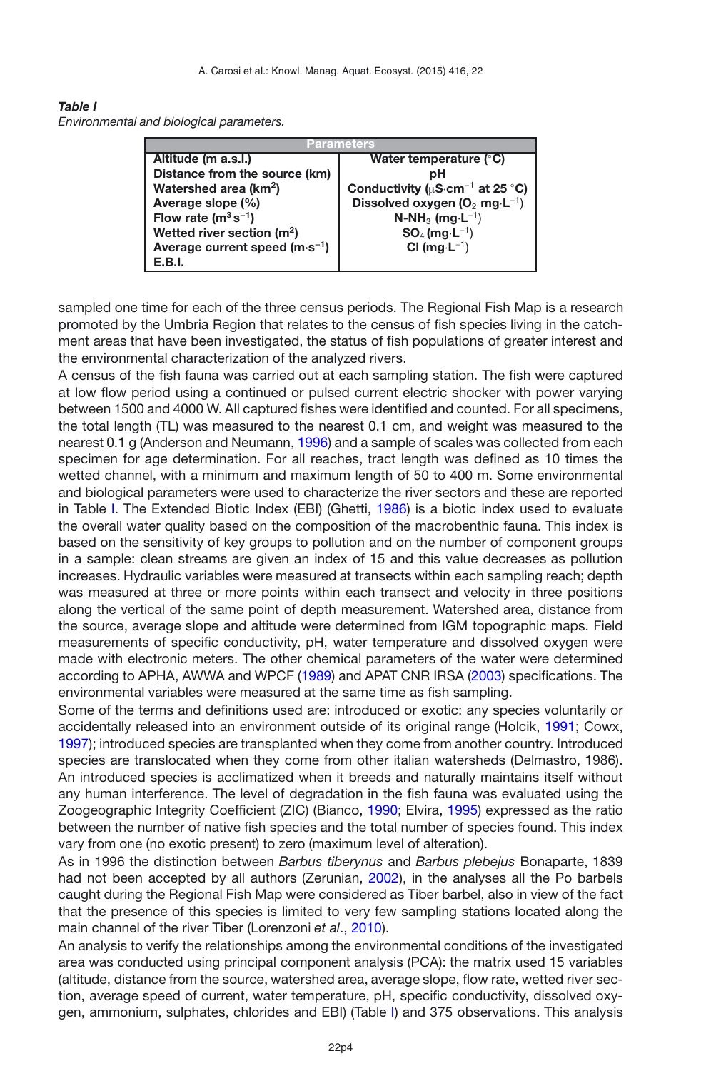***Table I***
*Environmental and biological parameters.*

| Parameters | |
|---|---|
| **Altitude (m a.s.l.)** | **Water temperature (°C)** |
| **Distance from the source (km)** | **pH** |
| **Watershed area (km$^2$)** | **Conductivity (µS·cm$^{-1}$ at 25 °C)** |
| **Average slope (%)** | **Dissolved oxygen ($O_2$ mg·L$^{-1}$)** |
| **Flow rate (m$^3$ s$^{-1}$)** | **N-$NH_3$ (mg·L$^{-1}$)** |
| **Wetted river section (m$^2$)** | **$SO_4$ (mg·L$^{-1}$)** |
| **Average current speed (m·s$^{-1}$)** | **Cl (mg·L$^{-1}$)** |
| **E.B.I.** | |

sampled one time for each of the three census periods. The Regional Fish Map is a research promoted by the Umbria Region that relates to the census of fish species living in the catchment areas that have been investigated, the status of fish populations of greater interest and the environmental characterization of the analyzed rivers.

A census of the fish fauna was carried out at each sampling station. The fish were captured at low flow period using a continued or pulsed current electric shocker with power varying between 1500 and 4000 W. All captured fishes were identified and counted. For all specimens, the total length (TL) was measured to the nearest 0.1 cm, and weight was measured to the nearest 0.1 g (Anderson and Neumann, 1996) and a sample of scales was collected from each specimen for age determination. For all reaches, tract length was defined as 10 times the wetted channel, with a minimum and maximum length of 50 to 400 m. Some environmental and biological parameters were used to characterize the river sectors and these are reported in Table I. The Extended Biotic Index (EBI) (Ghetti, 1986) is a biotic index used to evaluate the overall water quality based on the composition of the macrobenthic fauna. This index is based on the sensitivity of key groups to pollution and on the number of component groups in a sample: clean streams are given an index of 15 and this value decreases as pollution increases. Hydraulic variables were measured at transects within each sampling reach; depth was measured at three or more points within each transect and velocity in three positions along the vertical of the same point of depth measurement. Watershed area, distance from the source, average slope and altitude were determined from IGM topographic maps. Field measurements of specific conductivity, pH, water temperature and dissolved oxygen were made with electronic meters. The other chemical parameters of the water were determined according to APHA, AWWA and WPCF (1989) and APAT CNR IRSA (2003) specifications. The environmental variables were measured at the same time as fish sampling.

Some of the terms and definitions used are: introduced or exotic: any species voluntarily or accidentally released into an environment outside of its original range (Holcik, 1991; Cowx, 1997); introduced species are transplanted when they come from another country. Introduced species are translocated when they come from other italian watersheds (Delmastro, 1986). An introduced species is acclimatized when it breeds and naturally maintains itself without any human interference. The level of degradation in the fish fauna was evaluated using the Zoogeographic Integrity Coefficient (ZIC) (Bianco, 1990; Elvira, 1995) expressed as the ratio between the number of native fish species and the total number of species found. This index vary from one (no exotic present) to zero (maximum level of alteration).

As in 1996 the distinction between *Barbus tiberynus* and *Barbus plebejus* Bonaparte, 1839 had not been accepted by all authors (Zerunian, 2002), in the analyses all the Po barbels caught during the Regional Fish Map were considered as Tiber barbel, also in view of the fact that the presence of this species is limited to very few sampling stations located along the main channel of the river Tiber (Lorenzoni *et al*., 2010).

An analysis to verify the relationships among the environmental conditions of the investigated area was conducted using principal component analysis (PCA): the matrix used 15 variables (altitude, distance from the source, watershed area, average slope, flow rate, wetted river section, average speed of current, water temperature, pH, specific conductivity, dissolved oxygen, ammonium, sulphates, chlorides and EBI) (Table I) and 375 observations. This analysis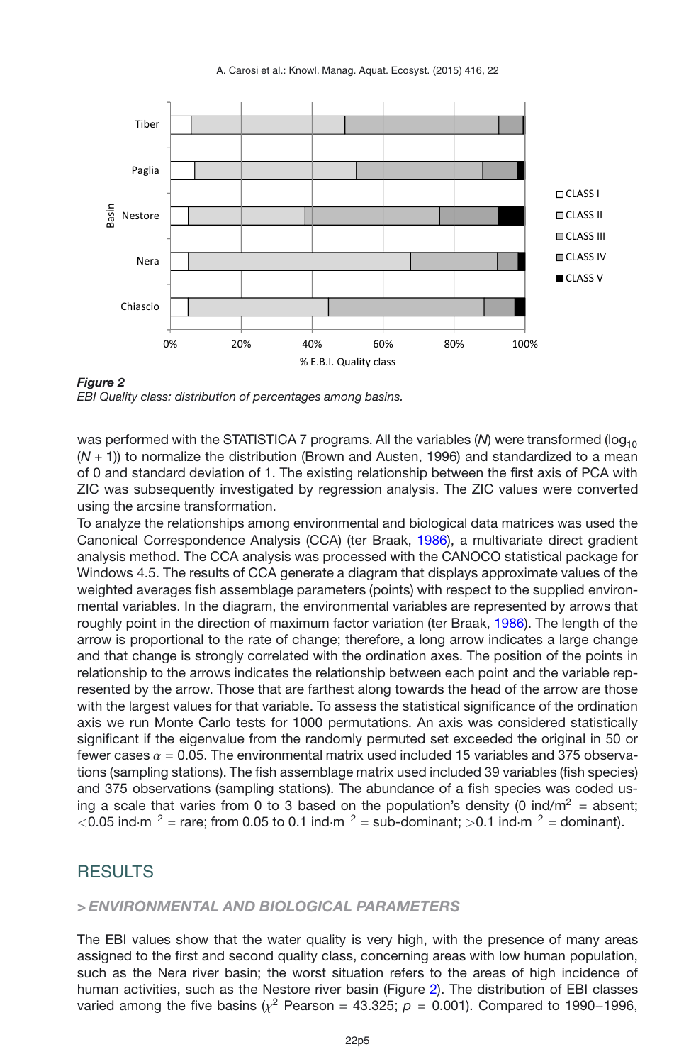*Figure 2*
*EBI Quality class: distribution of percentages among basins.*

was performed with the STATISTICA 7 programs. All the variables ($N$) were transformed ($\log_{10}(N + 1)$) to normalize the distribution (Brown and Austen, 1996) and standardized to a mean of 0 and standard deviation of 1. The existing relationship between the first axis of PCA with ZIC was subsequently investigated by regression analysis. The ZIC values were converted using the arcsine transformation.

To analyze the relationships among environmental and biological data matrices was used the Canonical Correspondence Analysis (CCA) (ter Braak, 1986), a multivariate direct gradient analysis method. The CCA analysis was processed with the CANOCO statistical package for Windows 4.5. The results of CCA generate a diagram that displays approximate values of the weighted averages fish assemblage parameters (points) with respect to the supplied environmental variables. In the diagram, the environmental variables are represented by arrows that roughly point in the direction of maximum factor variation (ter Braak, 1986). The length of the arrow is proportional to the rate of change; therefore, a long arrow indicates a large change and that change is strongly correlated with the ordination axes. The position of the points in relationship to the arrows indicates the relationship between each point and the variable represented by the arrow. Those that are farthest along towards the head of the arrow are those with the largest values for that variable. To assess the statistical significance of the ordination axis we run Monte Carlo tests for 1000 permutations. An axis was considered statistically significant if the eigenvalue from the randomly permuted set exceeded the original in 50 or fewer cases $\alpha = 0.05$. The environmental matrix used included 15 variables and 375 observations (sampling stations). The fish assemblage matrix used included 39 variables (fish species) and 375 observations (sampling stations). The abundance of a fish species was coded using a scale that varies from 0 to 3 based on the population's density (0 ind/m$^2$ = absent; $<$0.05 ind·m$^{-2}$ = rare; from 0.05 to 0.1 ind·m$^{-2}$ = sub-dominant; $>$0.1 ind·m$^{-2}$ = dominant).

## RESULTS

### > *ENVIRONMENTAL AND BIOLOGICAL PARAMETERS*

The EBI values show that the water quality is very high, with the presence of many areas assigned to the first and second quality class, concerning areas with low human population, such as the Nera river basin; the worst situation refers to the areas of high incidence of human activities, such as the Nestore river basin (Figure 2). The distribution of EBI classes varied among the five basins ($\chi^2$ Pearson = 43.325; $p$ = 0.001). Compared to 1990–1996,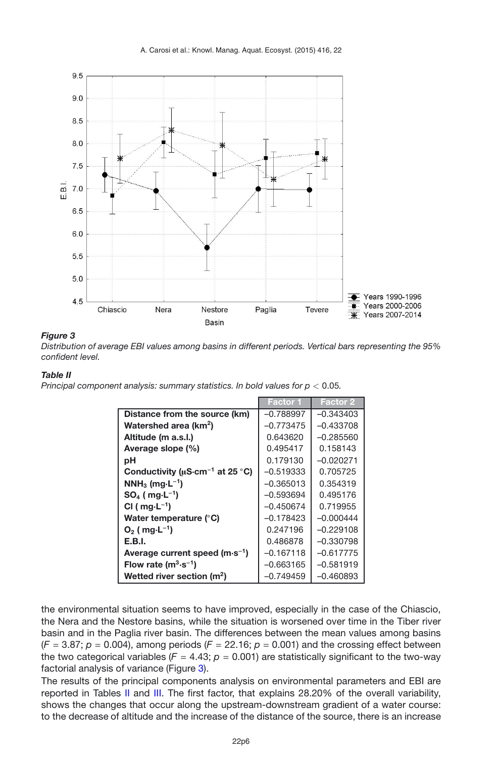**Figure 3**

*Distribution of average EBI values among basins in different periods. Vertical bars representing the 95% confident level.*

**Table II**

*Principal component analysis: summary statistics. In bold values for $p < 0.05$.*

| | Factor 1 | Factor 2 |
|---|---|---|
| **Distance from the source (km)** | −0.788997 | −0.343403 |
| **Watershed area ($km^2$)** | −0.773475 | −0.433708 |
| **Altitude (m a.s.l.)** | 0.643620 | −0.285560 |
| **Average slope (%)** | 0.495417 | 0.158143 |
| **pH** | 0.179130 | −0.020271 |
| **Conductivity ($\mu S \cdot cm^{-1}$ at 25 °C)** | −0.519333 | 0.705725 |
| **$NNH_3$ ($mg \cdot L^{-1}$)** | −0.365013 | 0.354319 |
| **$SO_4$ ( $mg \cdot L^{-1}$)** | −0.593694 | 0.495176 |
| **Cl ( $mg \cdot L^{-1}$)** | −0.450674 | 0.719955 |
| **Water temperature (°C)** | −0.178423 | −0.000444 |
| **$O_2$ ( $mg \cdot L^{-1}$)** | 0.247196 | −0.229108 |
| **E.B.I.** | 0.486878 | −0.330798 |
| **Average current speed ($m \cdot s^{-1}$)** | −0.167118 | −0.617775 |
| **Flow rate ($m^3 \cdot s^{-1}$)** | −0.663165 | −0.581919 |
| **Wetted river section ($m^2$)** | −0.749459 | −0.460893 |

the environmental situation seems to have improved, especially in the case of the Chiascio, the Nera and the Nestore basins, while the situation is worsened over time in the Tiber river basin and in the Paglia river basin. The differences between the mean values among basins ($F = 3.87$; $p = 0.004$), among periods ($F = 22.16$; $p = 0.001$) and the crossing effect between the two categorical variables ($F = 4.43$; $p = 0.001$) are statistically significant to the two-way factorial analysis of variance (Figure 3).

The results of the principal components analysis on environmental parameters and EBI are reported in Tables II and III. The first factor, that explains 28.20% of the overall variability, shows the changes that occur along the upstream-downstream gradient of a water course: to the decrease of altitude and the increase of the distance of the source, there is an increase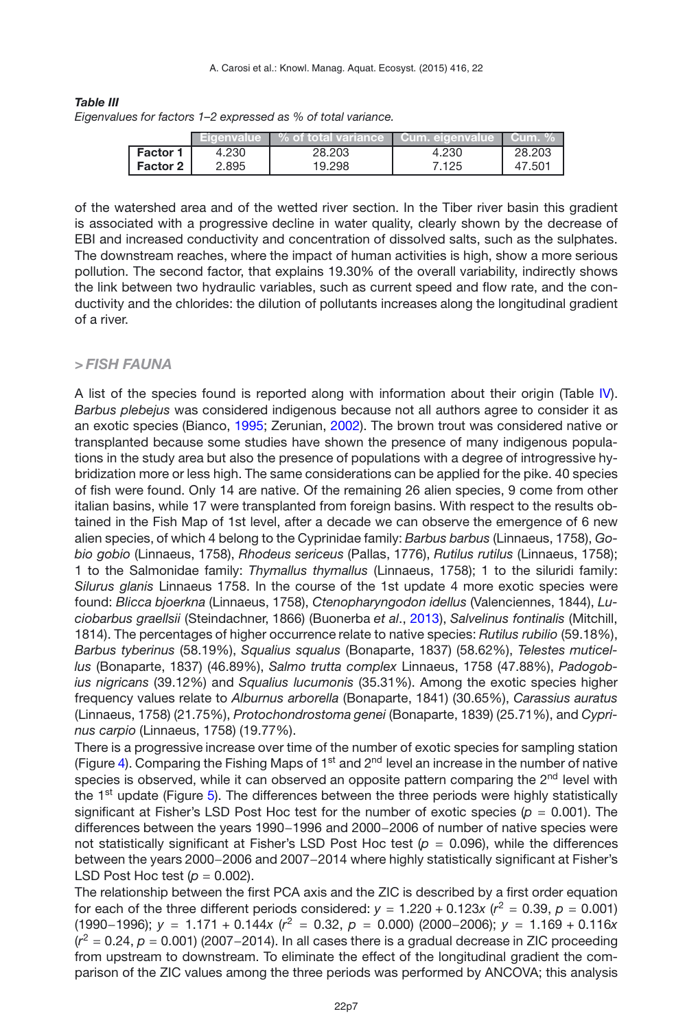*Table III*
*Eigenvalues for factors 1–2 expressed as % of total variance.*

| | Eigenvalue | % of total variance | Cum. eigenvalue | Cum. % |
|---|---|---|---|---|
| **Factor 1** | 4.230 | 28.203 | 4.230 | 28.203 |
| **Factor 2** | 2.895 | 19.298 | 7.125 | 47.501 |

of the watershed area and of the wetted river section. In the Tiber river basin this gradient is associated with a progressive decline in water quality, clearly shown by the decrease of EBI and increased conductivity and concentration of dissolved salts, such as the sulphates. The downstream reaches, where the impact of human activities is high, show a more serious pollution. The second factor, that explains 19.30% of the overall variability, indirectly shows the link between two hydraulic variables, such as current speed and flow rate, and the conductivity and the chlorides: the dilution of pollutants increases along the longitudinal gradient of a river.

## > *FISH FAUNA*

A list of the species found is reported along with information about their origin (Table IV). *Barbus plebejus* was considered indigenous because not all authors agree to consider it as an exotic species (Bianco, 1995; Zerunian, 2002). The brown trout was considered native or transplanted because some studies have shown the presence of many indigenous populations in the study area but also the presence of populations with a degree of introgressive hybridization more or less high. The same considerations can be applied for the pike. 40 species of fish were found. Only 14 are native. Of the remaining 26 alien species, 9 come from other italian basins, while 17 were transplanted from foreign basins. With respect to the results obtained in the Fish Map of 1st level, after a decade we can observe the emergence of 6 new alien species, of which 4 belong to the Cyprinidae family: *Barbus barbus* (Linnaeus, 1758), *Gobio gobio* (Linnaeus, 1758), *Rhodeus sericeus* (Pallas, 1776), *Rutilus rutilus* (Linnaeus, 1758); 1 to the Salmonidae family: *Thymallus thymallus* (Linnaeus, 1758); 1 to the siluridi family: *Silurus glanis* Linnaeus 1758. In the course of the 1st update 4 more exotic species were found: *Blicca bjoerkna* (Linnaeus, 1758), *Ctenopharyngodon idellus* (Valenciennes, 1844), *Luciobarbus graellsii* (Steindachner, 1866) (Buonerba *et al*., 2013), *Salvelinus fontinalis* (Mitchill, 1814). The percentages of higher occurrence relate to native species: *Rutilus rubilio* (59.18%), *Barbus tyberinus* (58.19%), *Squalius squalus* (Bonaparte, 1837) (58.62%), *Telestes muticellus* (Bonaparte, 1837) (46.89%), *Salmo trutta complex* Linnaeus, 1758 (47.88%), *Padogobius nigricans* (39.12%) and *Squalius lucumonis* (35.31%). Among the exotic species higher frequency values relate to *Alburnus arborella* (Bonaparte, 1841) (30.65%), *Carassius auratus* (Linnaeus, 1758) (21.75%), *Protochondrostoma genei* (Bonaparte, 1839) (25.71%), and *Cyprinus carpio* (Linnaeus, 1758) (19.77%).

There is a progressive increase over time of the number of exotic species for sampling station (Figure 4). Comparing the Fishing Maps of 1st and 2nd level an increase in the number of native species is observed, while it can observed an opposite pattern comparing the 2nd level with the 1st update (Figure 5). The differences between the three periods were highly statistically significant at Fisher's LSD Post Hoc test for the number of exotic species ($p$ = 0.001). The differences between the years 1990–1996 and 2000–2006 of number of native species were not statistically significant at Fisher's LSD Post Hoc test ($p$ = 0.096), while the differences between the years 2000–2006 and 2007–2014 where highly statistically significant at Fisher's LSD Post Hoc test ($p$ = 0.002).

The relationship between the first PCA axis and the ZIC is described by a first order equation for each of the three different periods considered: $y = 1.220 + 0.123x$ ($r^2 = 0.39$, $p = 0.001$) (1990–1996); $y = 1.171 + 0.144x$ ($r^2 = 0.32$, $p = 0.000$) (2000–2006); $y = 1.169 + 0.116x$ ($r^2 = 0.24$, $p = 0.001$) (2007–2014). In all cases there is a gradual decrease in ZIC proceeding from upstream to downstream. To eliminate the effect of the longitudinal gradient the comparison of the ZIC values among the three periods was performed by ANCOVA; this analysis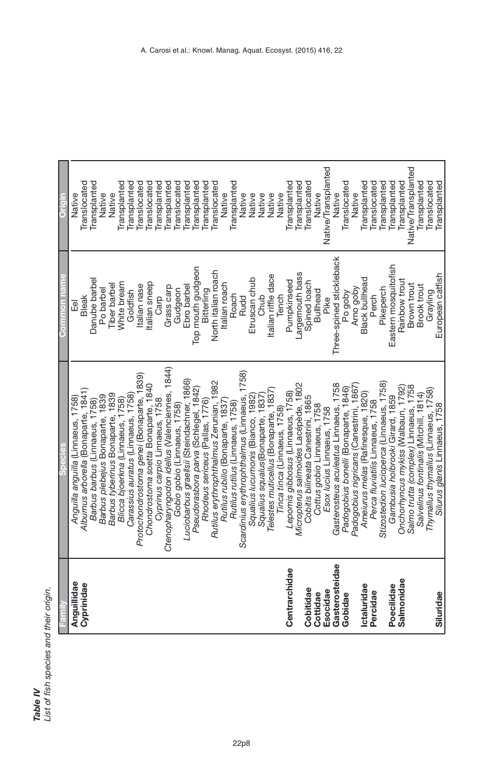***Table IV***
*List of fish species and their origin.*

| Family | Species | Common name | Origin |
|---|---|---|---|
| **Anguillidae** | *Anguilla anguilla* (Linnaeus, 1758) | Eel | Native |
| **Cyprinidae** | *Alburnus arborella* (Bonaparte, 1841) | Bleak | Translocated |
| | *Barbus barbus* (Linnaeus, 1758) | Danube barbel | Transplanted |
| | *Barbus plebejus* Bonaparte, 1839 | Po barbel | Native |
| | *Barbus tyberinus* Bonaparte, 1839 | Tiber barbel | Native |
| | *Blicca bjoerkna* (Linnaeus, 1758) | White bream | Transplanted |
| | *Carassius auratus* (Linnaeus, 1758) | Goldfish | Transplanted |
| | *Protochondrostoma genei* (Bonaparte, 1839) | Italian nase | Translocated |
| | *Chondrostoma soetta* Bonaparte, 1840 | Italian sneep | Translocated |
| | *Cyprinus carpio* Linnaeus, 1758 | Carp | Transplanted |
| | *Ctenopharyngodon idellus* (Valenciennes, 1844) | Grass carp | Transplanted |
| | *Gobio gobio* (Linnaeus, 1758) | Gudgeon | Translocated |
| | *Luciobarbus graellsii* (Steindachner, 1866) | Ebro barbel | Transplanted |
| | *Pseudorasbora parva* (Schlegel, 1842) | Top mouth gudgeon | Transplanted |
| | *Rhodeus sericeus* (Pallas, 1776) | Bitterling | Transplanted |
| | *Rutilus erythrophthalmus* Zerunian, 1982 | North italian roach | Translocated |
| | *Rutilus rubilio* (Bonaparte, 1837) | Italian roach | Native |
| | *Rutilus rutilus* (Linnaeus, 1758) | Roach | Transplanted |
| | *Scardinius erythrophthalmus* (Linnaeus, 1758) | Rudd | Native |
| | *Squalius lucumonis* (Bianco, 1982) | Etruscan chub | Native |
| | *Squalius squalus*(Bonaparte, 1837) | Chub | Native |
| | *Telestes muticellus* (Bonaparte, 1837) | Italian riffle dace | Native |
| | *Tinca tinca* (Linnaeus, 1758) | Tench | Native |
| **Centrarchidae** | *Lepomis gibbosus* (Linnaeus, 1758) | Pumpkinseed | Transplanted |
| | *Micropterus salmoides* Lacépède, 1802 | Largemouth bass | Transplanted |
| **Cobitidae** | *Cobitis bilineata* Canestrini, 1865 | Spined loach | Translocated |
| **Cottidae** | *Cottus gobio* Linnaeus, 1758 | Bullhead | Native |
| **Esocidae** | *Esox lucius* Linnaeus, 1758 | Pike | Native/Transplanted |
| **Gasterosteidae** | *Gasterosteus aculeatus* Linnaeus, 1758 | Three-spined stickleback | Native |
| **Gobidae** | *Padogobius bonelli* (Bonaparte, 1846) | Po goby | Translocated |
| | *Padogobius nigricans* (Canestrini, 1867) | Arno goby | Native |
| **Ictaluridae** | *Ameiurus melas* (Rafinesque, 1820) | Black bullhead | Transplanted |
| **Percidae** | *Perca fluviatilis* Linnaeus, 1758 | Perch | Translocated |
| | *Stizostedion lucioperca* (Linnaeus, 1758) | Pikeperch | Transplanted |
| **Poecilidae** | *Gambusia holbrooki* Girard, 1859 | Eastern mosquitofish | Transplanted |
| **Salmonidae** | *Oncorhyncus mykiss* (Walbaun, 1792) | Rainbow trout | Transplanted |
| | *Salmo trutta (complex)* Linnaeus, 1758 | Brown trout | Native/Transplanted |
| | *Salvelinus fontinalis* (Mitchill, 1814) | Brook trout | Transplanted |
| | *Thymallus thymallus* (Linnaeus, 1758) | Grayling | Translocated |
| **Siluridae** | *Silurus glanis* Linnaeus, 1758 | European catfish | Transplanted |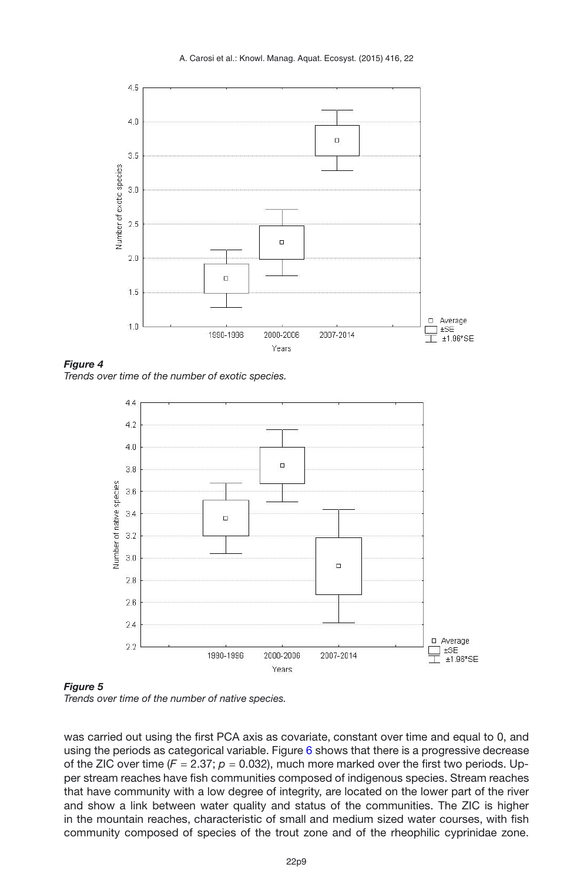*Figure 4*
*Trends over time of the number of exotic species.*

*Figure 5*
*Trends over time of the number of native species.*

was carried out using the first PCA axis as covariate, constant over time and equal to 0, and using the periods as categorical variable. Figure 6 shows that there is a progressive decrease of the ZIC over time ($F = 2.37$; $p = 0.032$), much more marked over the first two periods. Upper stream reaches have fish communities composed of indigenous species. Stream reaches that have community with a low degree of integrity, are located on the lower part of the river and show a link between water quality and status of the communities. The ZIC is higher in the mountain reaches, characteristic of small and medium sized water courses, with fish community composed of species of the trout zone and of the rheophilic cyprinidae zone.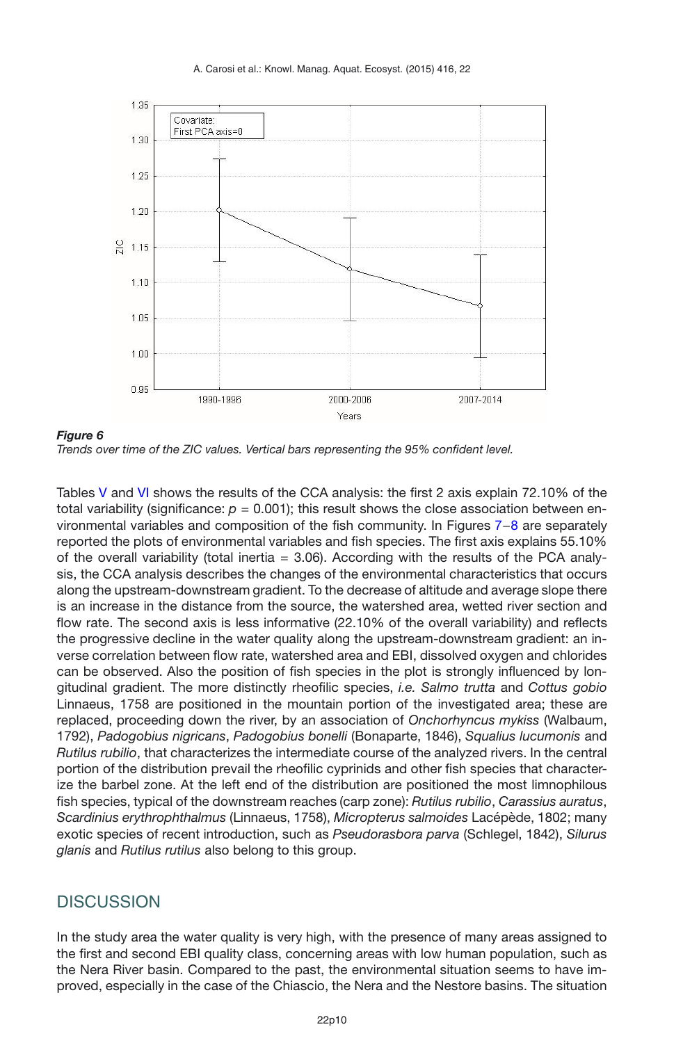*Figure 6*
*Trends over time of the ZIC values. Vertical bars representing the 95% confident level.*

Tables V and VI shows the results of the CCA analysis: the first 2 axis explain 72.10% of the total variability (significance: $p = 0.001$); this result shows the close association between environmental variables and composition of the fish community. In Figures 7–8 are separately reported the plots of environmental variables and fish species. The first axis explains 55.10% of the overall variability (total inertia = 3.06). According with the results of the PCA analysis, the CCA analysis describes the changes of the environmental characteristics that occurs along the upstream-downstream gradient. To the decrease of altitude and average slope there is an increase in the distance from the source, the watershed area, wetted river section and flow rate. The second axis is less informative (22.10% of the overall variability) and reflects the progressive decline in the water quality along the upstream-downstream gradient: an inverse correlation between flow rate, watershed area and EBI, dissolved oxygen and chlorides can be observed. Also the position of fish species in the plot is strongly influenced by longitudinal gradient. The more distinctly rheofilic species, *i.e. Salmo trutta* and *Cottus gobio* Linnaeus, 1758 are positioned in the mountain portion of the investigated area; these are replaced, proceeding down the river, by an association of *Onchorhyncus mykiss* (Walbaum, 1792), *Padogobius nigricans*, *Padogobius bonelli* (Bonaparte, 1846), *Squalius lucumonis* and *Rutilus rubilio*, that characterizes the intermediate course of the analyzed rivers. In the central portion of the distribution prevail the rheofilic cyprinids and other fish species that characterize the barbel zone. At the left end of the distribution are positioned the most limnophilous fish species, typical of the downstream reaches (carp zone): *Rutilus rubilio*, *Carassius auratus*, *Scardinius erythrophthalmus* (Linnaeus, 1758), *Micropterus salmoides* Lacépède, 1802; many exotic species of recent introduction, such as *Pseudorasbora parva* (Schlegel, 1842), *Silurus glanis* and *Rutilus rutilus* also belong to this group.

## DISCUSSION

In the study area the water quality is very high, with the presence of many areas assigned to the first and second EBI quality class, concerning areas with low human population, such as the Nera River basin. Compared to the past, the environmental situation seems to have improved, especially in the case of the Chiascio, the Nera and the Nestore basins. The situation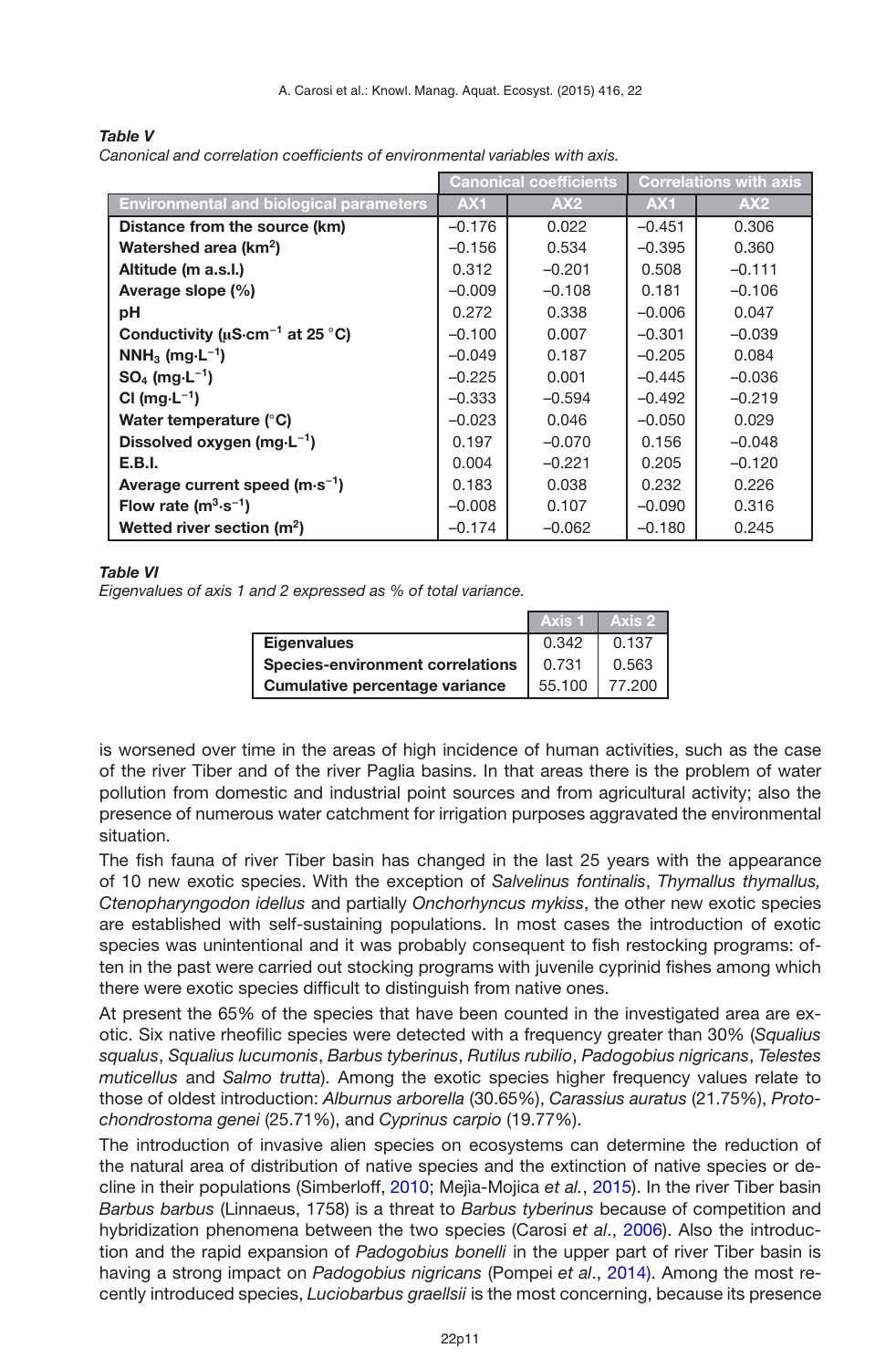***Table V***

*Canonical and correlation coefficients of environmental variables with axis.*

| | Canonical coefficients | | Correlations with axis | |
|---|---|---|---|---|
| **Environmental and biological parameters** | **AX1** | **AX2** | **AX1** | **AX2** |
| **Distance from the source (km)** | –0.176 | 0.022 | –0.451 | 0.306 |
| **Watershed area (km$^2$)** | –0.156 | 0.534 | –0.395 | 0.360 |
| **Altitude (m a.s.l.)** | 0.312 | –0.201 | 0.508 | –0.111 |
| **Average slope (%)** | –0.009 | –0.108 | 0.181 | –0.106 |
| **pH** | 0.272 | 0.338 | –0.006 | 0.047 |
| **Conductivity (μS·cm$^{-1}$ at 25 °C)** | –0.100 | 0.007 | –0.301 | –0.039 |
| **NNH$_3$ (mg·L$^{-1}$)** | –0.049 | 0.187 | –0.205 | 0.084 |
| **SO$_4$ (mg·L$^{-1}$)** | –0.225 | 0.001 | –0.445 | –0.036 |
| **Cl (mg·L$^{-1}$)** | –0.333 | –0.594 | –0.492 | –0.219 |
| **Water temperature (°C)** | –0.023 | 0.046 | –0.050 | 0.029 |
| **Dissolved oxygen (mg·L$^{-1}$)** | 0.197 | –0.070 | 0.156 | –0.048 |
| **E.B.I.** | 0.004 | –0.221 | 0.205 | –0.120 |
| **Average current speed (m·s$^{-1}$)** | 0.183 | 0.038 | 0.232 | 0.226 |
| **Flow rate (m$^3$·s$^{-1}$)** | –0.008 | 0.107 | –0.090 | 0.316 |
| **Wetted river section (m$^2$)** | –0.174 | –0.062 | –0.180 | 0.245 |

***Table VI***

*Eigenvalues of axis 1 and 2 expressed as % of total variance.*

| | Axis 1 | Axis 2 |
|---|---|---|
| **Eigenvalues** | 0.342 | 0.137 |
| **Species-environment correlations** | 0.731 | 0.563 |
| **Cumulative percentage variance** | 55.100 | 77.200 |

is worsened over time in the areas of high incidence of human activities, such as the case of the river Tiber and of the river Paglia basins. In that areas there is the problem of water pollution from domestic and industrial point sources and from agricultural activity; also the presence of numerous water catchment for irrigation purposes aggravated the environmental situation.

The fish fauna of river Tiber basin has changed in the last 25 years with the appearance of 10 new exotic species. With the exception of *Salvelinus fontinalis*, *Thymallus thymallus, Ctenopharyngodon idellus* and partially *Onchorhyncus mykiss*, the other new exotic species are established with self-sustaining populations. In most cases the introduction of exotic species was unintentional and it was probably consequent to fish restocking programs: often in the past were carried out stocking programs with juvenile cyprinid fishes among which there were exotic species difficult to distinguish from native ones.

At present the 65% of the species that have been counted in the investigated area are exotic. Six native rheofilic species were detected with a frequency greater than 30% (*Squalius squalus*, *Squalius lucumonis*, *Barbus tyberinus*, *Rutilus rubilio*, *Padogobius nigricans*, *Telestes muticellus* and *Salmo trutta*). Among the exotic species higher frequency values relate to those of oldest introduction: *Alburnus arborella* (30.65%), *Carassius auratus* (21.75%), *Protochondrostoma genei* (25.71%), and *Cyprinus carpio* (19.77%).

The introduction of invasive alien species on ecosystems can determine the reduction of the natural area of distribution of native species and the extinction of native species or decline in their populations (Simberloff, 2010; Mejìa-Mojica *et al.*, 2015). In the river Tiber basin *Barbus barbus* (Linnaeus, 1758) is a threat to *Barbus tyberinus* because of competition and hybridization phenomena between the two species (Carosi *et al*., 2006). Also the introduction and the rapid expansion of *Padogobius bonelli* in the upper part of river Tiber basin is having a strong impact on *Padogobius nigricans* (Pompei *et al*., 2014). Among the most recently introduced species, *Luciobarbus graellsii* is the most concerning, because its presence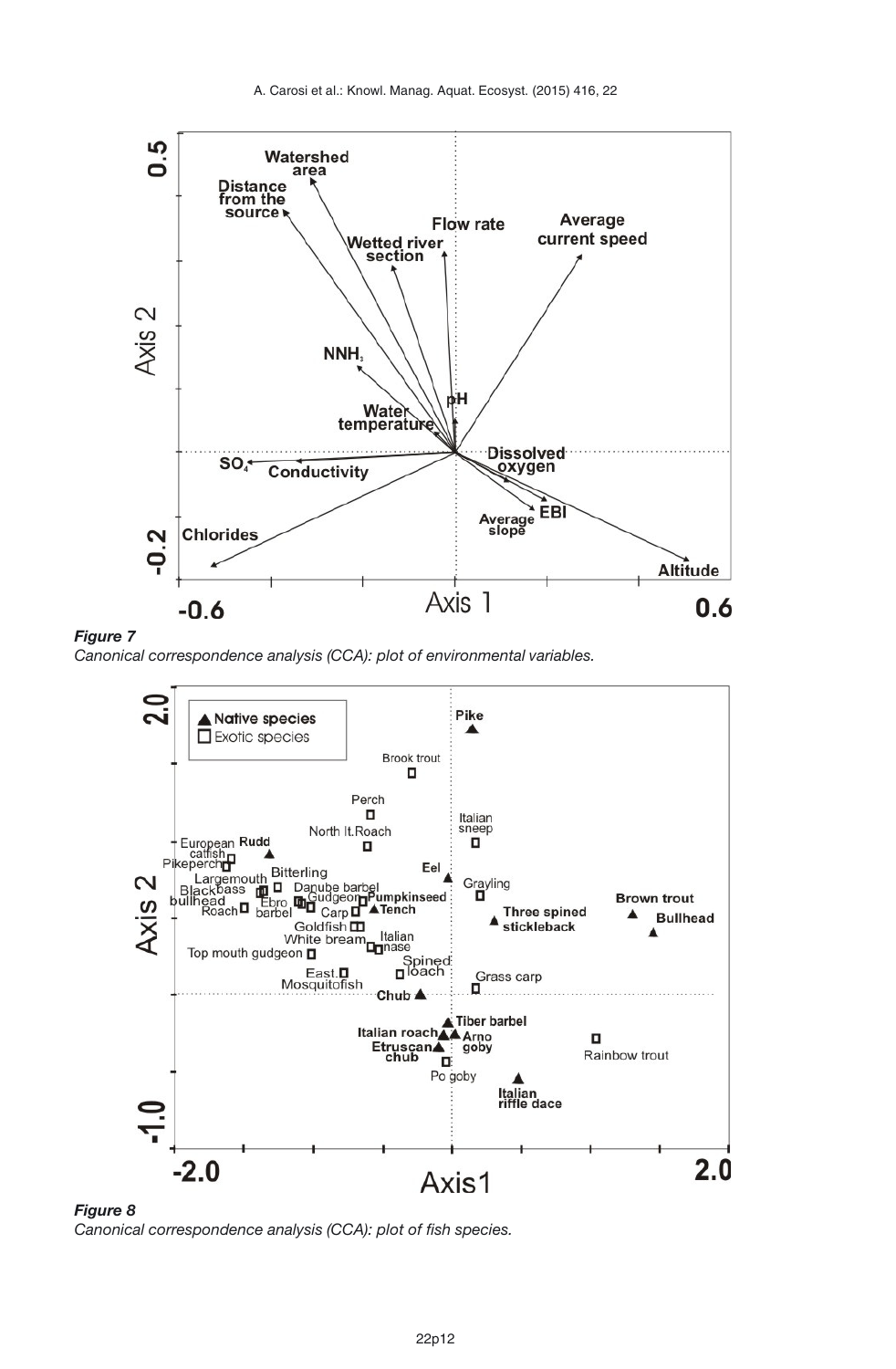*Figure 7*
*Canonical correspondence analysis (CCA): plot of environmental variables.*

*Figure 8*
*Canonical correspondence analysis (CCA): plot of fish species.*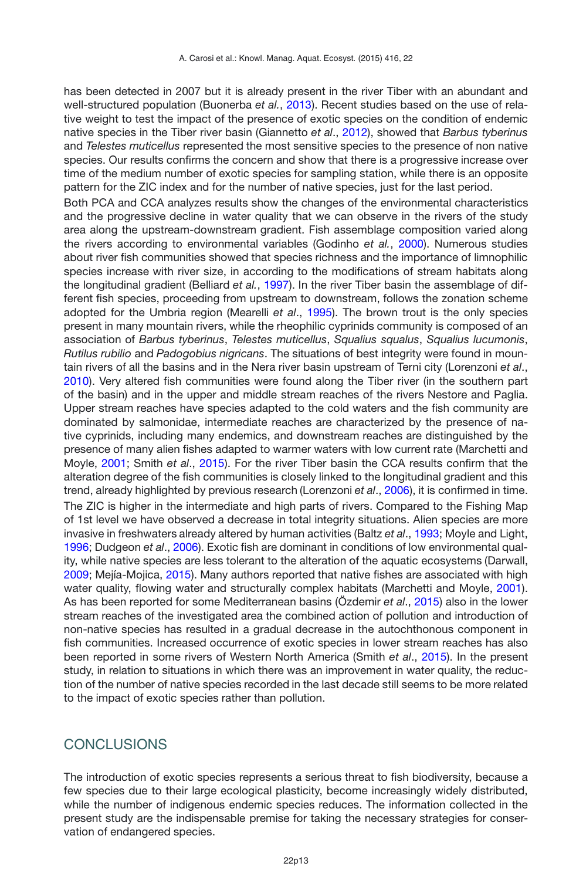has been detected in 2007 but it is already present in the river Tiber with an abundant and well-structured population (Buonerba *et al.*, 2013). Recent studies based on the use of relative weight to test the impact of the presence of exotic species on the condition of endemic native species in the Tiber river basin (Giannetto *et al*., 2012), showed that *Barbus tyberinus* and *Telestes muticellus* represented the most sensitive species to the presence of non native species. Our results confirms the concern and show that there is a progressive increase over time of the medium number of exotic species for sampling station, while there is an opposite pattern for the ZIC index and for the number of native species, just for the last period.

Both PCA and CCA analyzes results show the changes of the environmental characteristics and the progressive decline in water quality that we can observe in the rivers of the study area along the upstream-downstream gradient. Fish assemblage composition varied along the rivers according to environmental variables (Godinho *et al.*, 2000). Numerous studies about river fish communities showed that species richness and the importance of limnophilic species increase with river size, in according to the modifications of stream habitats along the longitudinal gradient (Belliard *et al.*, 1997). In the river Tiber basin the assemblage of different fish species, proceeding from upstream to downstream, follows the zonation scheme adopted for the Umbria region (Mearelli *et al*., 1995). The brown trout is the only species present in many mountain rivers, while the rheophilic cyprinids community is composed of an association of *Barbus tyberinus*, *Telestes muticellus*, *Squalius squalus*, *Squalius lucumonis*, *Rutilus rubilio* and *Padogobius nigricans*. The situations of best integrity were found in mountain rivers of all the basins and in the Nera river basin upstream of Terni city (Lorenzoni *et al*., 2010). Very altered fish communities were found along the Tiber river (in the southern part of the basin) and in the upper and middle stream reaches of the rivers Nestore and Paglia. Upper stream reaches have species adapted to the cold waters and the fish community are dominated by salmonidae, intermediate reaches are characterized by the presence of native cyprinids, including many endemics, and downstream reaches are distinguished by the presence of many alien fishes adapted to warmer waters with low current rate (Marchetti and Moyle, 2001; Smith *et al*., 2015). For the river Tiber basin the CCA results confirm that the alteration degree of the fish communities is closely linked to the longitudinal gradient and this trend, already highlighted by previous research (Lorenzoni *et al*., 2006), it is confirmed in time.

The ZIC is higher in the intermediate and high parts of rivers. Compared to the Fishing Map of 1st level we have observed a decrease in total integrity situations. Alien species are more invasive in freshwaters already altered by human activities (Baltz *et al*., 1993; Moyle and Light, 1996; Dudgeon *et al*., 2006). Exotic fish are dominant in conditions of low environmental quality, while native species are less tolerant to the alteration of the aquatic ecosystems (Darwall, 2009; Mejía-Mojica, 2015). Many authors reported that native fishes are associated with high water quality, flowing water and structurally complex habitats (Marchetti and Moyle, 2001). As has been reported for some Mediterranean basins (Özdemir *et al*., 2015) also in the lower stream reaches of the investigated area the combined action of pollution and introduction of non-native species has resulted in a gradual decrease in the autochthonous component in fish communities. Increased occurrence of exotic species in lower stream reaches has also been reported in some rivers of Western North America (Smith *et al*., 2015). In the present study, in relation to situations in which there was an improvement in water quality, the reduction of the number of native species recorded in the last decade still seems to be more related to the impact of exotic species rather than pollution.

## CONCLUSIONS

The introduction of exotic species represents a serious threat to fish biodiversity, because a few species due to their large ecological plasticity, become increasingly widely distributed, while the number of indigenous endemic species reduces. The information collected in the present study are the indispensable premise for taking the necessary strategies for conservation of endangered species.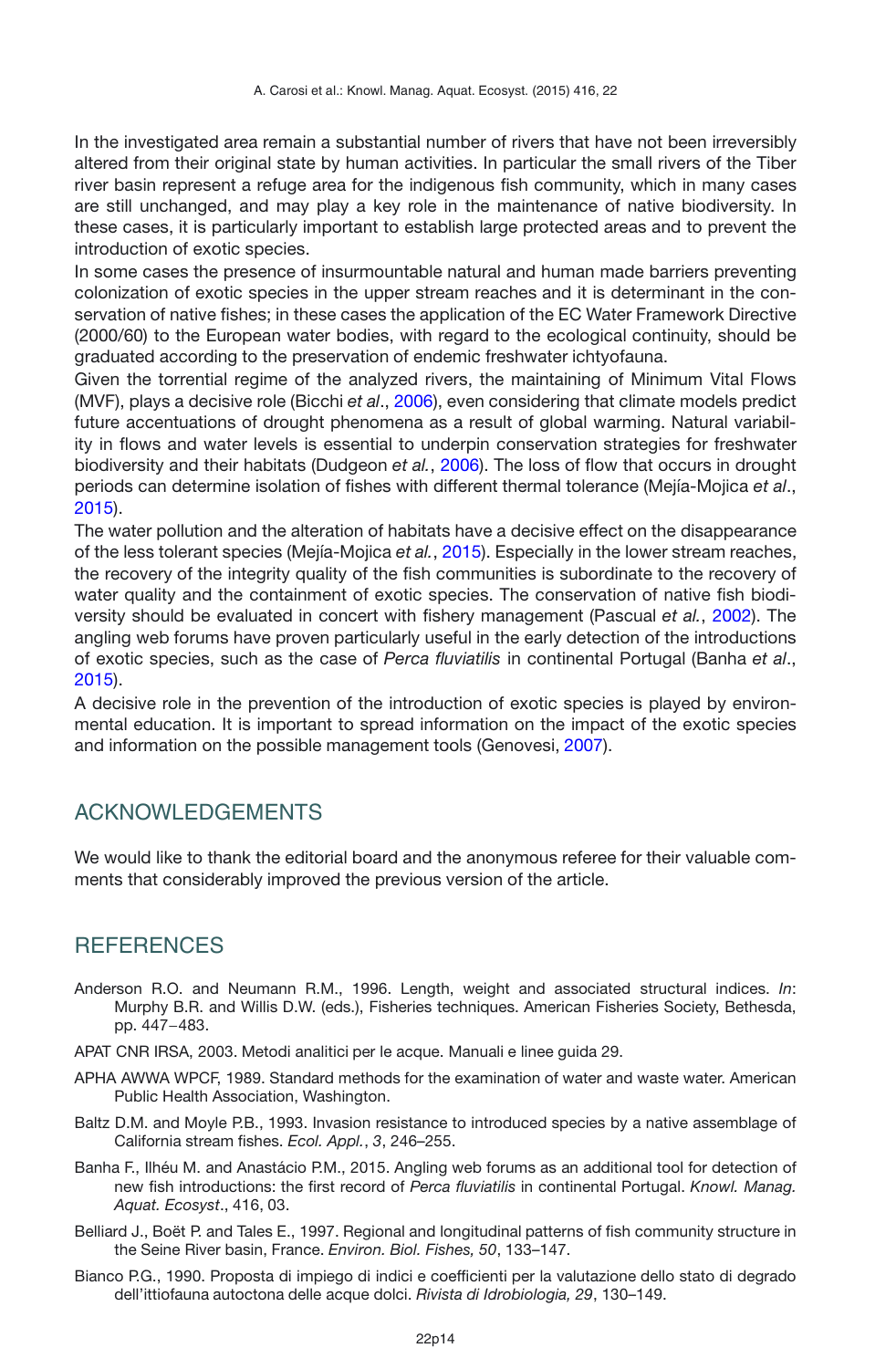In the investigated area remain a substantial number of rivers that have not been irreversibly altered from their original state by human activities. In particular the small rivers of the Tiber river basin represent a refuge area for the indigenous fish community, which in many cases are still unchanged, and may play a key role in the maintenance of native biodiversity. In these cases, it is particularly important to establish large protected areas and to prevent the introduction of exotic species.

In some cases the presence of insurmountable natural and human made barriers preventing colonization of exotic species in the upper stream reaches and it is determinant in the conservation of native fishes; in these cases the application of the EC Water Framework Directive (2000/60) to the European water bodies, with regard to the ecological continuity, should be graduated according to the preservation of endemic freshwater ichtyofauna.

Given the torrential regime of the analyzed rivers, the maintaining of Minimum Vital Flows (MVF), plays a decisive role (Bicchi *et al*., 2006), even considering that climate models predict future accentuations of drought phenomena as a result of global warming. Natural variability in flows and water levels is essential to underpin conservation strategies for freshwater biodiversity and their habitats (Dudgeon *et al.*, 2006). The loss of flow that occurs in drought periods can determine isolation of fishes with different thermal tolerance (Mejía-Mojica *et al*., 2015).

The water pollution and the alteration of habitats have a decisive effect on the disappearance of the less tolerant species (Mejía-Mojica *et al.*, 2015). Especially in the lower stream reaches, the recovery of the integrity quality of the fish communities is subordinate to the recovery of water quality and the containment of exotic species. The conservation of native fish biodiversity should be evaluated in concert with fishery management (Pascual *et al.*, 2002). The angling web forums have proven particularly useful in the early detection of the introductions of exotic species, such as the case of *Perca fluviatilis* in continental Portugal (Banha *et al*., 2015).

A decisive role in the prevention of the introduction of exotic species is played by environmental education. It is important to spread information on the impact of the exotic species and information on the possible management tools (Genovesi, 2007).

## ACKNOWLEDGEMENTS

We would like to thank the editorial board and the anonymous referee for their valuable comments that considerably improved the previous version of the article.

## REFERENCES

Anderson R.O. and Neumann R.M., 1996. Length, weight and associated structural indices. *In*: Murphy B.R. and Willis D.W. (eds.), Fisheries techniques. American Fisheries Society, Bethesda, pp. 447–483.

APAT CNR IRSA, 2003. Metodi analitici per le acque. Manuali e linee guida 29.

APHA AWWA WPCF, 1989. Standard methods for the examination of water and waste water. American Public Health Association, Washington.

Baltz D.M. and Moyle P.B., 1993. Invasion resistance to introduced species by a native assemblage of California stream fishes. *Ecol. Appl.*, *3*, 246–255.

Banha F., Ilhéu M. and Anastácio P.M., 2015. Angling web forums as an additional tool for detection of new fish introductions: the first record of *Perca fluviatilis* in continental Portugal. *Knowl. Manag. Aquat. Ecosyst*., 416, 03.

Belliard J., Boët P. and Tales E., 1997. Regional and longitudinal patterns of fish community structure in the Seine River basin, France. *Environ. Biol. Fishes, 50*, 133–147.

Bianco P.G., 1990. Proposta di impiego di indici e coefficienti per la valutazione dello stato di degrado dell'ittiofauna autoctona delle acque dolci. *Rivista di Idrobiologia, 29*, 130–149.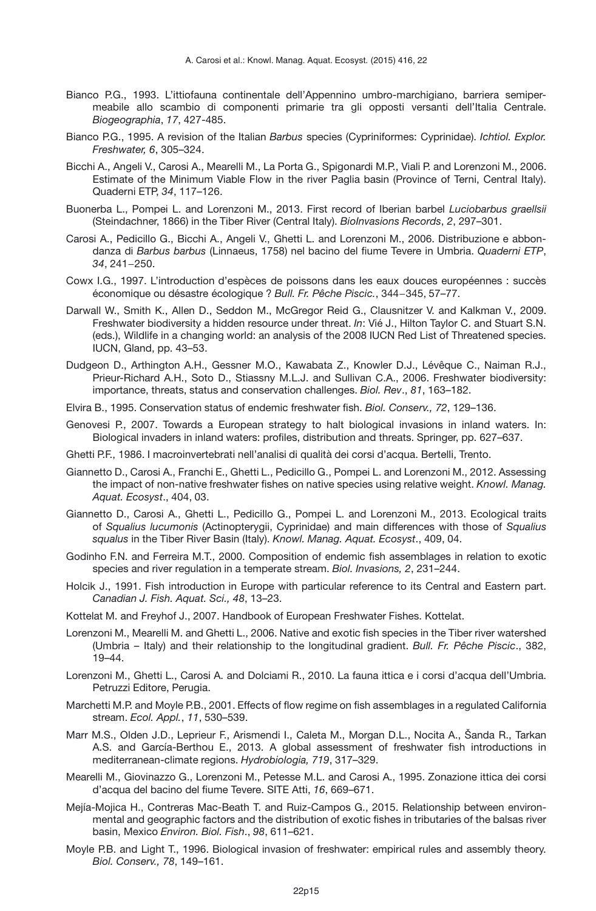Bianco P.G., 1993. L'ittiofauna continentale dell'Appennino umbro-marchigiano, barriera semipermeabile allo scambio di componenti primarie tra gli opposti versanti dell'Italia Centrale. *Biogeographia*, *17*, 427-485.

Bianco P.G., 1995. A revision of the Italian *Barbus* species (Cypriniformes: Cyprinidae). *Ichtiol. Explor. Freshwater, 6*, 305–324.

Bicchi A., Angeli V., Carosi A., Mearelli M., La Porta G., Spigonardi M.P., Viali P. and Lorenzoni M., 2006. Estimate of the Minimum Viable Flow in the river Paglia basin (Province of Terni, Central Italy). Quaderni ETP, *34*, 117–126.

Buonerba L., Pompei L. and Lorenzoni M., 2013. First record of Iberian barbel *Luciobarbus graellsii* (Steindachner, 1866) in the Tiber River (Central Italy). *BioInvasions Records*, *2*, 297–301.

Carosi A., Pedicillo G., Bicchi A., Angeli V., Ghetti L. and Lorenzoni M., 2006. Distribuzione e abbondanza di *Barbus barbus* (Linnaeus, 1758) nel bacino del fiume Tevere in Umbria. *Quaderni ETP*, *34*, 241−250.

Cowx I.G., 1997. L'introduction d'espèces de poissons dans les eaux douces européennes : succès économique ou désastre écologique ? *Bull. Fr. Pêche Piscic.*, 344−345, 57–77.

Darwall W., Smith K., Allen D., Seddon M., McGregor Reid G., Clausnitzer V. and Kalkman V., 2009. Freshwater biodiversity a hidden resource under threat. *In*: Vié J., Hilton Taylor C. and Stuart S.N. (eds.), Wildlife in a changing world: an analysis of the 2008 IUCN Red List of Threatened species. IUCN, Gland, pp. 43–53.

Dudgeon D., Arthington A.H., Gessner M.O., Kawabata Z., Knowler D.J., Lévêque C., Naiman R.J., Prieur-Richard A.H., Soto D., Stiassny M.L.J. and Sullivan C.A., 2006. Freshwater biodiversity: importance, threats, status and conservation challenges. *Biol. Rev*., *81*, 163–182.

Elvira B., 1995. Conservation status of endemic freshwater fish. *Biol. Conserv., 72*, 129–136.

Genovesi P., 2007. Towards a European strategy to halt biological invasions in inland waters. In: Biological invaders in inland waters: profiles, distribution and threats. Springer, pp. 627–637.

Ghetti P.F., 1986. I macroinvertebrati nell'analisi di qualità dei corsi d'acqua. Bertelli, Trento.

Giannetto D., Carosi A., Franchi E., Ghetti L., Pedicillo G., Pompei L. and Lorenzoni M., 2012. Assessing the impact of non-native freshwater fishes on native species using relative weight. *Knowl. Manag. Aquat. Ecosyst*., 404, 03.

Giannetto D., Carosi A., Ghetti L., Pedicillo G., Pompei L. and Lorenzoni M., 2013. Ecological traits of *Squalius lucumonis* (Actinopterygii, Cyprinidae) and main differences with those of *Squalius squalus* in the Tiber River Basin (Italy). *Knowl. Manag. Aquat. Ecosyst*., 409, 04.

Godinho F.N. and Ferreira M.T., 2000. Composition of endemic fish assemblages in relation to exotic species and river regulation in a temperate stream. *Biol. Invasions, 2*, 231–244.

Holcik J., 1991. Fish introduction in Europe with particular reference to its Central and Eastern part. *Canadian J. Fish. Aquat. Sci., 48*, 13–23.

Kottelat M. and Freyhof J., 2007. Handbook of European Freshwater Fishes. Kottelat.

Lorenzoni M., Mearelli M. and Ghetti L., 2006. Native and exotic fish species in the Tiber river watershed (Umbria – Italy) and their relationship to the longitudinal gradient. *Bull. Fr. Pêche Piscic*., 382, 19–44.

Lorenzoni M., Ghetti L., Carosi A. and Dolciami R., 2010. La fauna ittica e i corsi d'acqua dell'Umbria. Petruzzi Editore, Perugia.

Marchetti M.P. and Moyle P.B., 2001. Effects of flow regime on fish assemblages in a regulated California stream. *Ecol. Appl.*, *11*, 530–539.

Marr M.S., Olden J.D., Leprieur F., Arismendi I., Caleta M., Morgan D.L., Nocita A., Šanda R., Tarkan A.S. and García-Berthou E., 2013. A global assessment of freshwater fish introductions in mediterranean-climate regions. *Hydrobiologia, 719*, 317–329.

Mearelli M., Giovinazzo G., Lorenzoni M., Petesse M.L. and Carosi A., 1995. Zonazione ittica dei corsi d'acqua del bacino del fiume Tevere. SITE Atti, *16*, 669–671.

Mejía-Mojica H., Contreras Mac-Beath T. and Ruiz-Campos G., 2015. Relationship between environmental and geographic factors and the distribution of exotic fishes in tributaries of the balsas river basin, Mexico *Environ. Biol. Fish*., *98*, 611–621.

Moyle P.B. and Light T., 1996. Biological invasion of freshwater: empirical rules and assembly theory. *Biol. Conserv., 78*, 149–161.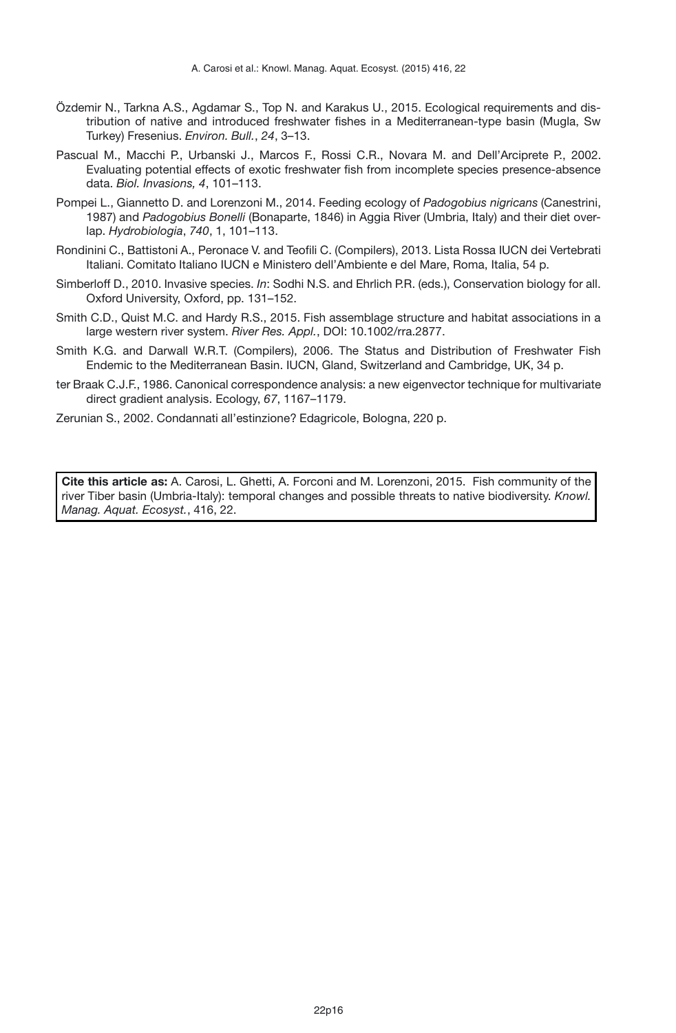Özdemir N., Tarkna A.S., Agdamar S., Top N. and Karakus U., 2015. Ecological requirements and distribution of native and introduced freshwater fishes in a Mediterranean-type basin (Mugla, Sw Turkey) Fresenius. *Environ. Bull.*, *24*, 3–13.

Pascual M., Macchi P., Urbanski J., Marcos F., Rossi C.R., Novara M. and Dell'Arciprete P., 2002. Evaluating potential effects of exotic freshwater fish from incomplete species presence-absence data. *Biol. Invasions, 4*, 101–113.

Pompei L., Giannetto D. and Lorenzoni M., 2014. Feeding ecology of *Padogobius nigricans* (Canestrini, 1987) and *Padogobius Bonelli* (Bonaparte, 1846) in Aggia River (Umbria, Italy) and their diet overlap. *Hydrobiologia*, *740*, 1, 101–113.

Rondinini C., Battistoni A., Peronace V. and Teofili C. (Compilers), 2013. Lista Rossa IUCN dei Vertebrati Italiani. Comitato Italiano IUCN e Ministero dell'Ambiente e del Mare, Roma, Italia, 54 p.

Simberloff D., 2010. Invasive species. *In*: Sodhi N.S. and Ehrlich P.R. (eds.), Conservation biology for all. Oxford University, Oxford, pp. 131–152.

Smith C.D., Quist M.C. and Hardy R.S., 2015. Fish assemblage structure and habitat associations in a large western river system. *River Res. Appl.*, DOI: 10.1002/rra.2877.

Smith K.G. and Darwall W.R.T. (Compilers), 2006. The Status and Distribution of Freshwater Fish Endemic to the Mediterranean Basin. IUCN, Gland, Switzerland and Cambridge, UK, 34 p.

ter Braak C.J.F., 1986. Canonical correspondence analysis: a new eigenvector technique for multivariate direct gradient analysis. Ecology, *67*, 1167–1179.

Zerunian S., 2002. Condannati all'estinzione? Edagricole, Bologna, 220 p.

**Cite this article as:** A. Carosi, L. Ghetti, A. Forconi and M. Lorenzoni, 2015. Fish community of the river Tiber basin (Umbria-Italy): temporal changes and possible threats to native biodiversity. *Knowl. Manag. Aquat. Ecosyst.*, 416, 22.